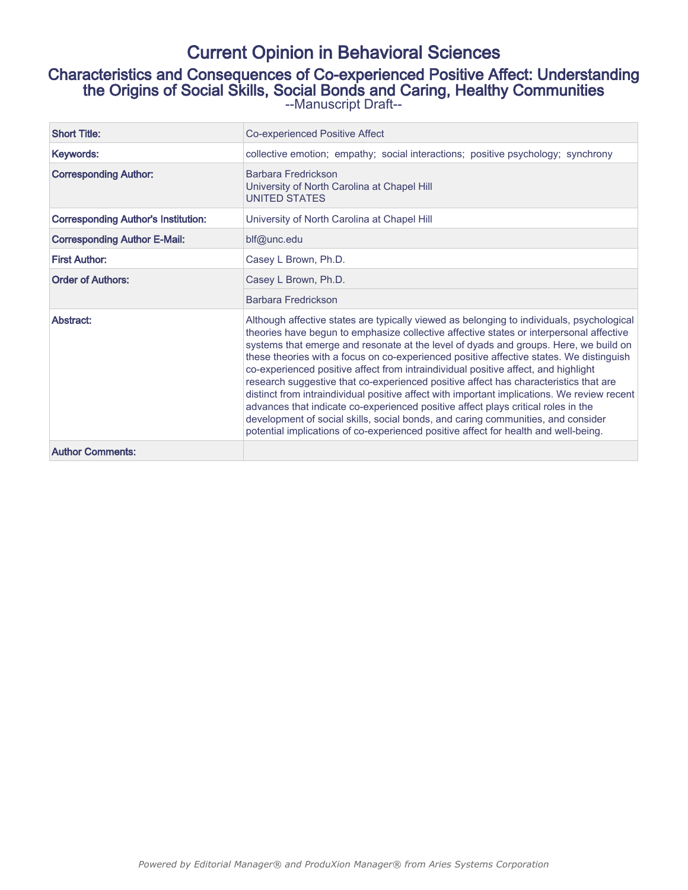# Current Opinion in Behavioral Sciences

## Characteristics and Consequences of Co-experienced Positive Affect: Understanding the Origins of Social Skills, Social Bonds and Caring, Healthy Communities

--Manuscript Draft--

| | |
|---|---|
| **Short Title:** | Co-experienced Positive Affect |
| **Keywords:** | collective emotion; empathy; social interactions; positive psychology; synchrony |
| **Corresponding Author:** | Barbara Fredrickson<br>University of North Carolina at Chapel Hill<br>UNITED STATES |
| **Corresponding Author's Institution:** | University of North Carolina at Chapel Hill |
| **Corresponding Author E-Mail:** | blf@unc.edu |
| **First Author:** | Casey L Brown, Ph.D. |
| **Order of Authors:** | Casey L Brown, Ph.D. |
| | Barbara Fredrickson |
| **Abstract:** | Although affective states are typically viewed as belonging to individuals, psychological theories have begun to emphasize collective affective states or interpersonal affective systems that emerge and resonate at the level of dyads and groups. Here, we build on these theories with a focus on co-experienced positive affective states. We distinguish co-experienced positive affect from intraindividual positive affect, and highlight research suggestive that co-experienced positive affect has characteristics that are distinct from intraindividual positive affect with important implications. We review recent advances that indicate co-experienced positive affect plays critical roles in the development of social skills, social bonds, and caring communities, and consider potential implications of co-experienced positive affect for health and well-being. |
| **Author Comments:** | |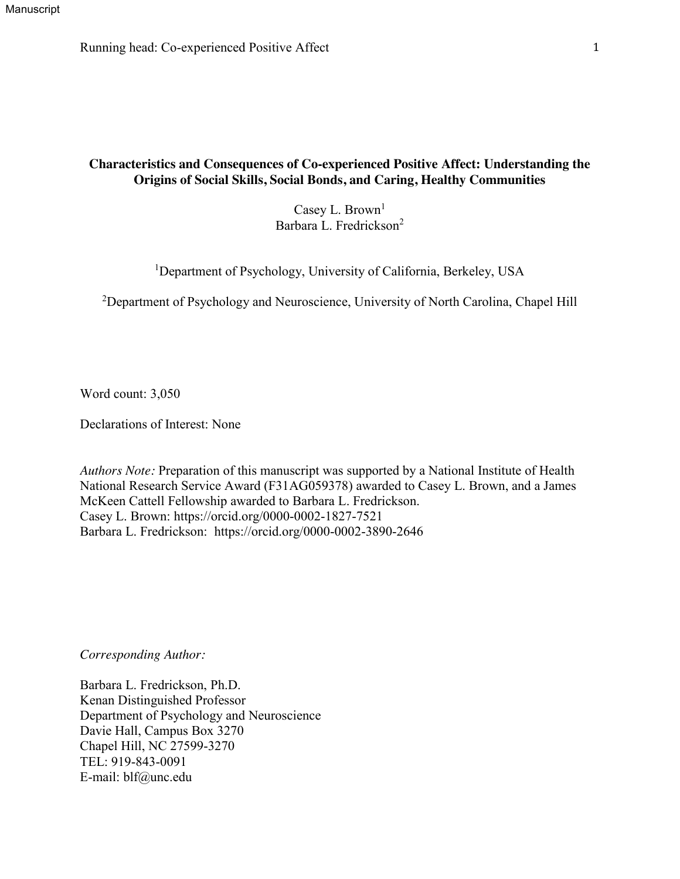**Characteristics and Consequences of Co-experienced Positive Affect: Understanding the Origins of Social Skills, Social Bonds, and Caring, Healthy Communities**

Casey L. Brown[1]
Barbara L. Fredrickson[2]

[1]Department of Psychology, University of California, Berkeley, USA

[2]Department of Psychology and Neuroscience, University of North Carolina, Chapel Hill

Word count: 3,050

Declarations of Interest: None

*Authors Note:* Preparation of this manuscript was supported by a National Institute of Health National Research Service Award (F31AG059378) awarded to Casey L. Brown, and a James McKeen Cattell Fellowship awarded to Barbara L. Fredrickson.
Casey L. Brown: https://orcid.org/0000-0002-1827-7521
Barbara L. Fredrickson: https://orcid.org/0000-0002-3890-2646

*Corresponding Author:*

Barbara L. Fredrickson, Ph.D.
Kenan Distinguished Professor
Department of Psychology and Neuroscience
Davie Hall, Campus Box 3270
Chapel Hill, NC 27599-3270
TEL: 919-843-0091
E-mail: blf@unc.edu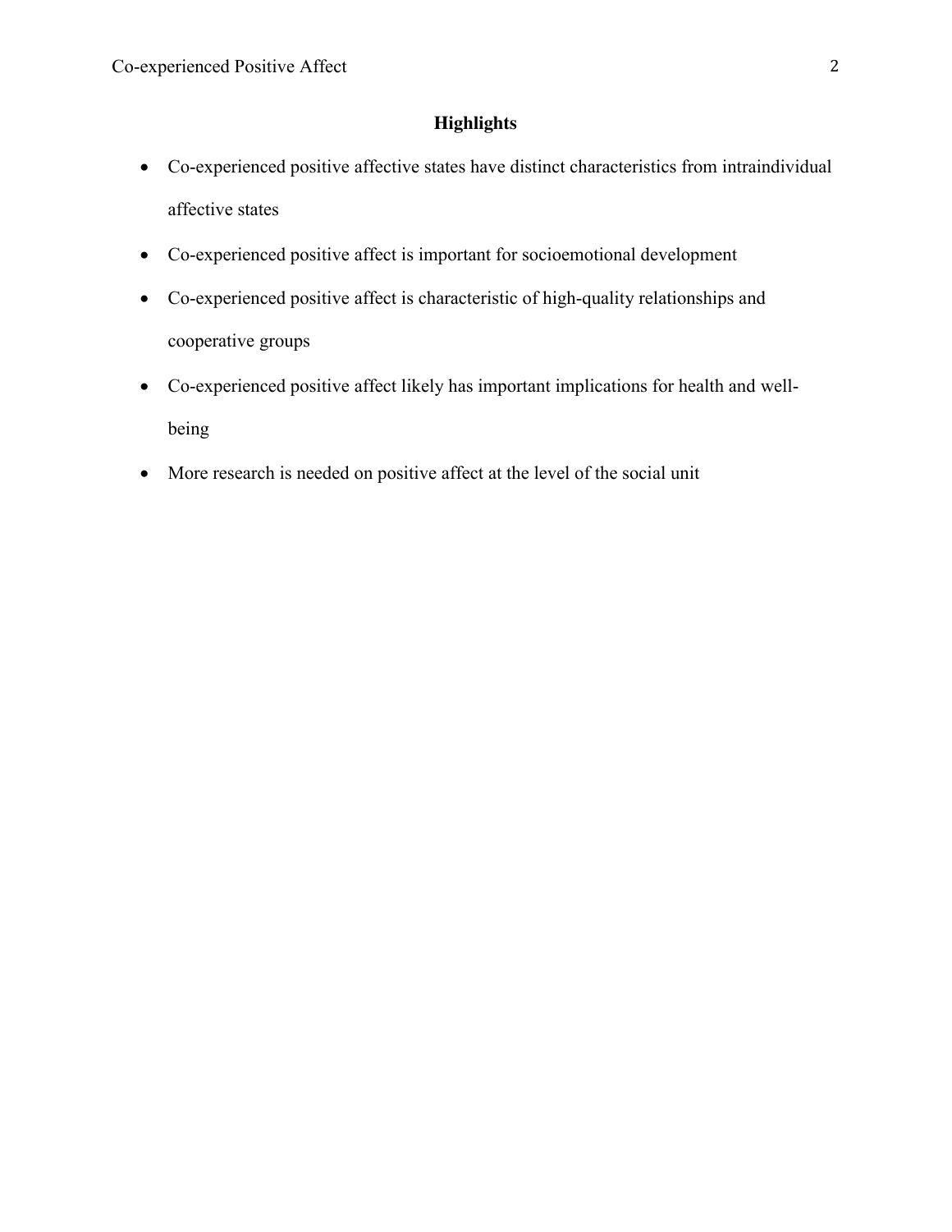## Highlights

- Co-experienced positive affective states have distinct characteristics from intraindividual affective states
- Co-experienced positive affect is important for socioemotional development
- Co-experienced positive affect is characteristic of high-quality relationships and cooperative groups
- Co-experienced positive affect likely has important implications for health and well-being
- More research is needed on positive affect at the level of the social unit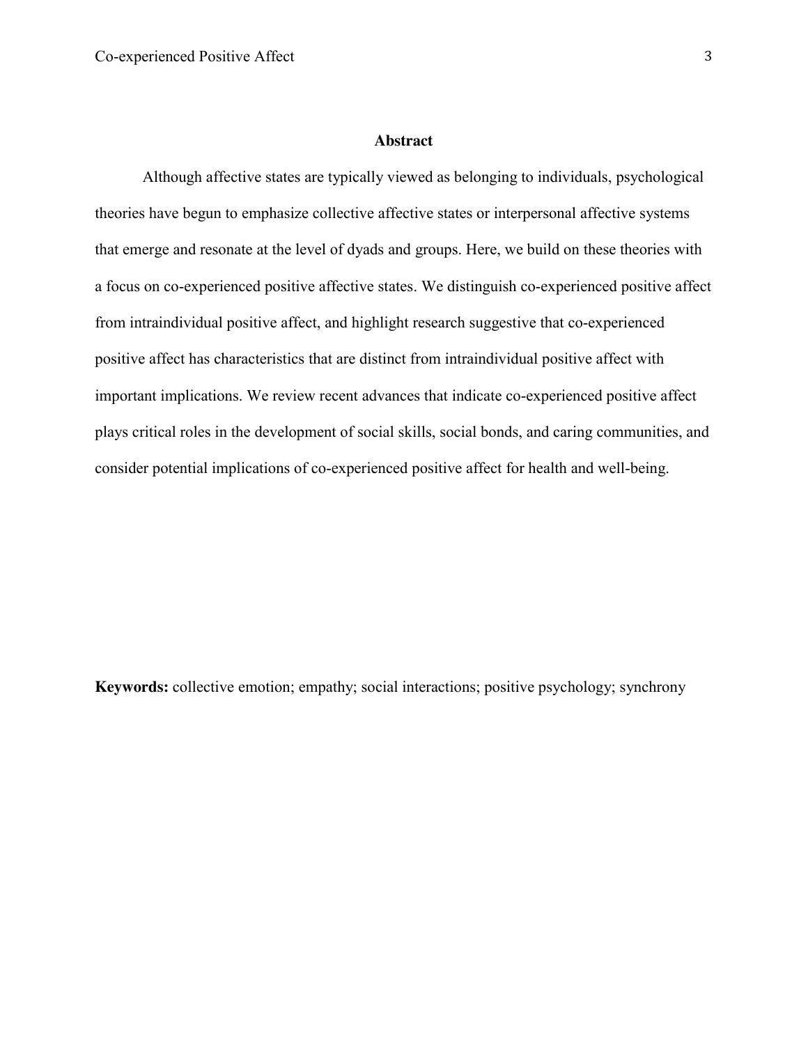## Abstract

Although affective states are typically viewed as belonging to individuals, psychological theories have begun to emphasize collective affective states or interpersonal affective systems that emerge and resonate at the level of dyads and groups. Here, we build on these theories with a focus on co-experienced positive affective states. We distinguish co-experienced positive affect from intraindividual positive affect, and highlight research suggestive that co-experienced positive affect has characteristics that are distinct from intraindividual positive affect with important implications. We review recent advances that indicate co-experienced positive affect plays critical roles in the development of social skills, social bonds, and caring communities, and consider potential implications of co-experienced positive affect for health and well-being.

**Keywords:** collective emotion; empathy; social interactions; positive psychology; synchrony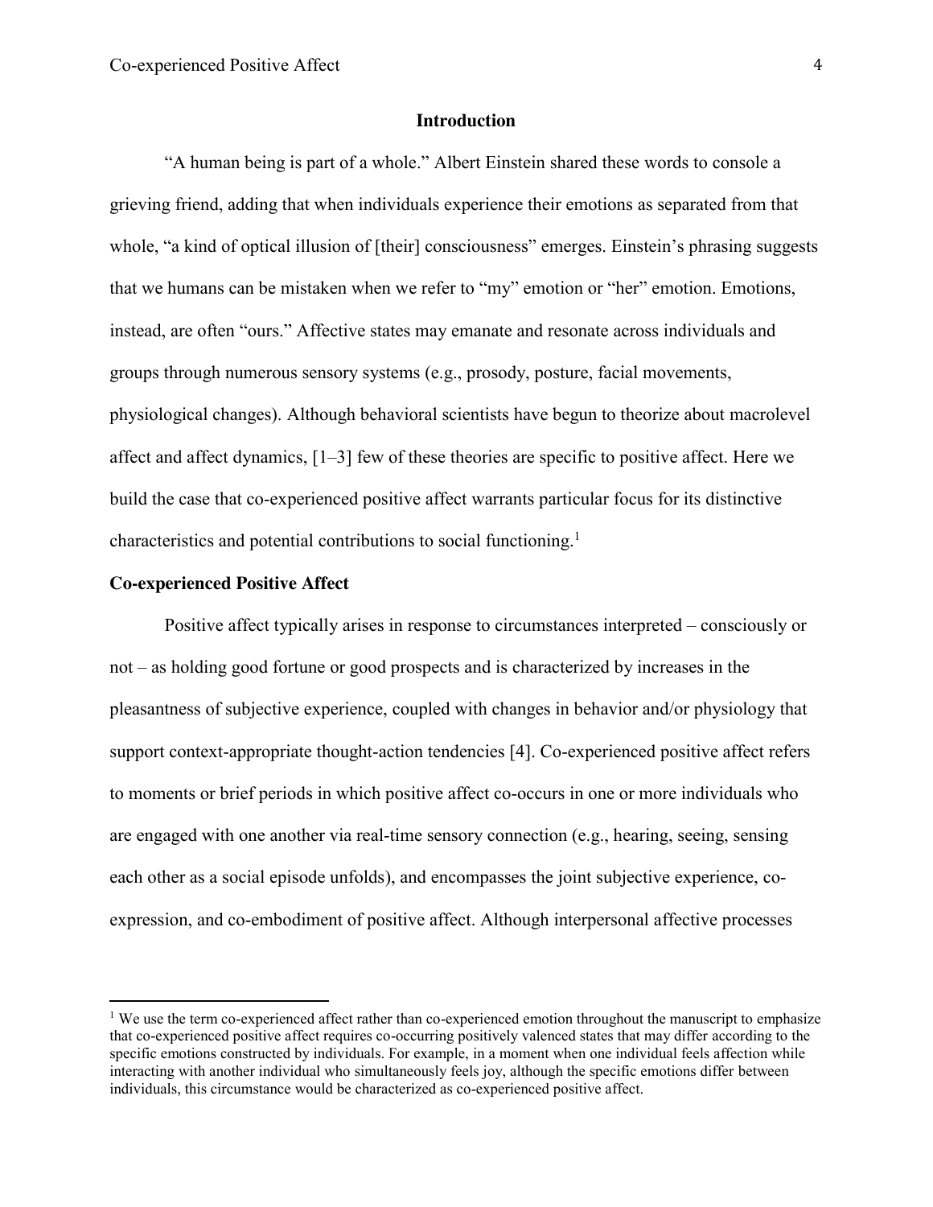## Introduction

"A human being is part of a whole." Albert Einstein shared these words to console a grieving friend, adding that when individuals experience their emotions as separated from that whole, "a kind of optical illusion of [their] consciousness" emerges. Einstein's phrasing suggests that we humans can be mistaken when we refer to "my" emotion or "her" emotion. Emotions, instead, are often "ours." Affective states may emanate and resonate across individuals and groups through numerous sensory systems (e.g., prosody, posture, facial movements, physiological changes). Although behavioral scientists have begun to theorize about macrolevel affect and affect dynamics, [1–3] few of these theories are specific to positive affect. Here we build the case that co-experienced positive affect warrants particular focus for its distinctive characteristics and potential contributions to social functioning.[1]

### Co-experienced Positive Affect

Positive affect typically arises in response to circumstances interpreted – consciously or not – as holding good fortune or good prospects and is characterized by increases in the pleasantness of subjective experience, coupled with changes in behavior and/or physiology that support context-appropriate thought-action tendencies [4]. Co-experienced positive affect refers to moments or brief periods in which positive affect co-occurs in one or more individuals who are engaged with one another via real-time sensory connection (e.g., hearing, seeing, sensing each other as a social episode unfolds), and encompasses the joint subjective experience, co-expression, and co-embodiment of positive affect. Although interpersonal affective processes

[1] We use the term co-experienced affect rather than co-experienced emotion throughout the manuscript to emphasize that co-experienced positive affect requires co-occurring positively valenced states that may differ according to the specific emotions constructed by individuals. For example, in a moment when one individual feels affection while interacting with another individual who simultaneously feels joy, although the specific emotions differ between individuals, this circumstance would be characterized as co-experienced positive affect.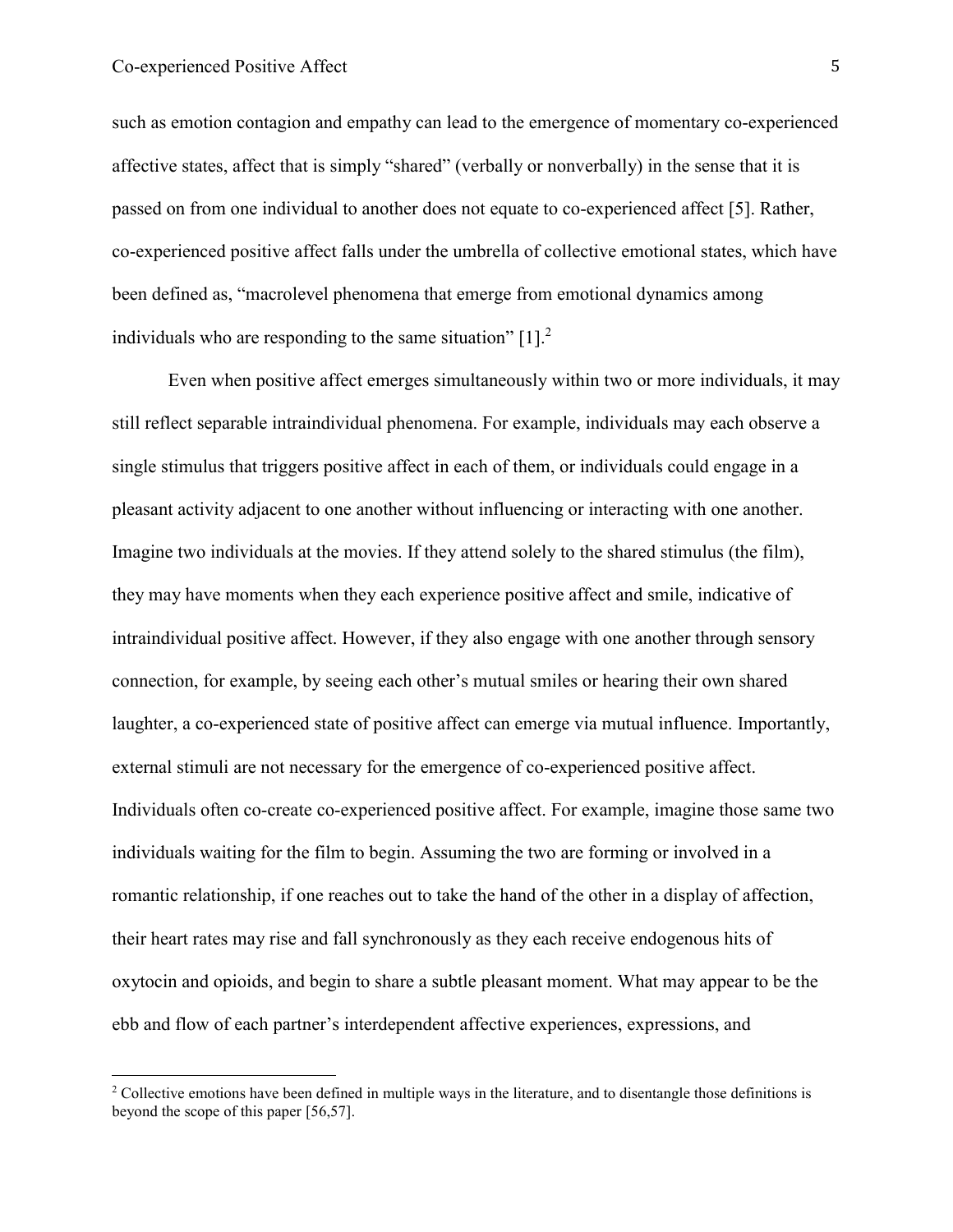such as emotion contagion and empathy can lead to the emergence of momentary co-experienced affective states, affect that is simply "shared" (verbally or nonverbally) in the sense that it is passed on from one individual to another does not equate to co-experienced affect [5]. Rather, co-experienced positive affect falls under the umbrella of collective emotional states, which have been defined as, "macrolevel phenomena that emerge from emotional dynamics among individuals who are responding to the same situation" [1].[2]

Even when positive affect emerges simultaneously within two or more individuals, it may still reflect separable intraindividual phenomena. For example, individuals may each observe a single stimulus that triggers positive affect in each of them, or individuals could engage in a pleasant activity adjacent to one another without influencing or interacting with one another. Imagine two individuals at the movies. If they attend solely to the shared stimulus (the film), they may have moments when they each experience positive affect and smile, indicative of intraindividual positive affect. However, if they also engage with one another through sensory connection, for example, by seeing each other's mutual smiles or hearing their own shared laughter, a co-experienced state of positive affect can emerge via mutual influence. Importantly, external stimuli are not necessary for the emergence of co-experienced positive affect. Individuals often co-create co-experienced positive affect. For example, imagine those same two individuals waiting for the film to begin. Assuming the two are forming or involved in a romantic relationship, if one reaches out to take the hand of the other in a display of affection, their heart rates may rise and fall synchronously as they each receive endogenous hits of oxytocin and opioids, and begin to share a subtle pleasant moment. What may appear to be the ebb and flow of each partner's interdependent affective experiences, expressions, and

[2] Collective emotions have been defined in multiple ways in the literature, and to disentangle those definitions is beyond the scope of this paper [56,57].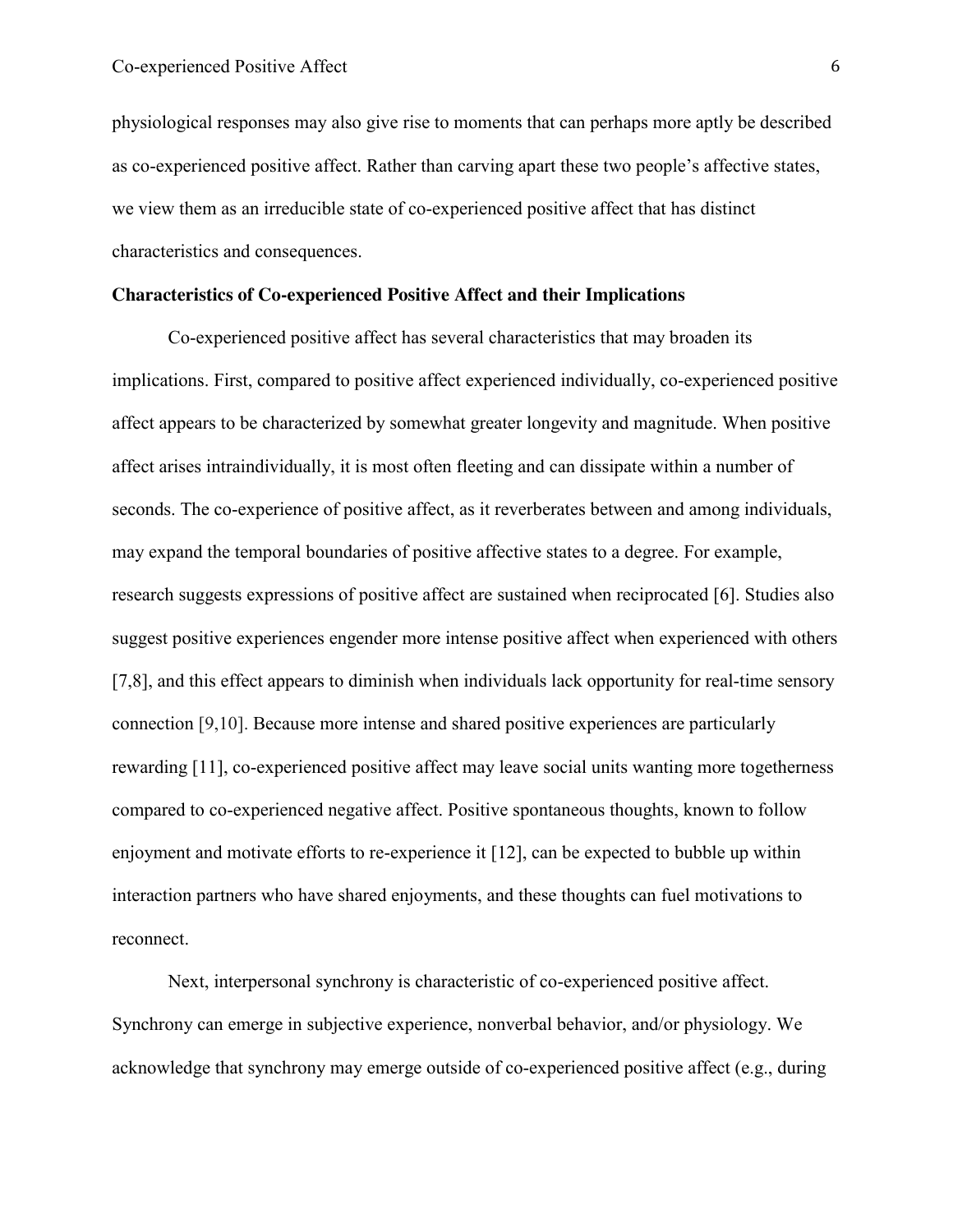physiological responses may also give rise to moments that can perhaps more aptly be described as co-experienced positive affect. Rather than carving apart these two people's affective states, we view them as an irreducible state of co-experienced positive affect that has distinct characteristics and consequences.

## Characteristics of Co-experienced Positive Affect and their Implications

Co-experienced positive affect has several characteristics that may broaden its implications. First, compared to positive affect experienced individually, co-experienced positive affect appears to be characterized by somewhat greater longevity and magnitude. When positive affect arises intraindividually, it is most often fleeting and can dissipate within a number of seconds. The co-experience of positive affect, as it reverberates between and among individuals, may expand the temporal boundaries of positive affective states to a degree. For example, research suggests expressions of positive affect are sustained when reciprocated [6]. Studies also suggest positive experiences engender more intense positive affect when experienced with others [7,8], and this effect appears to diminish when individuals lack opportunity for real-time sensory connection [9,10]. Because more intense and shared positive experiences are particularly rewarding [11], co-experienced positive affect may leave social units wanting more togetherness compared to co-experienced negative affect. Positive spontaneous thoughts, known to follow enjoyment and motivate efforts to re-experience it [12], can be expected to bubble up within interaction partners who have shared enjoyments, and these thoughts can fuel motivations to reconnect.

Next, interpersonal synchrony is characteristic of co-experienced positive affect. Synchrony can emerge in subjective experience, nonverbal behavior, and/or physiology. We acknowledge that synchrony may emerge outside of co-experienced positive affect (e.g., during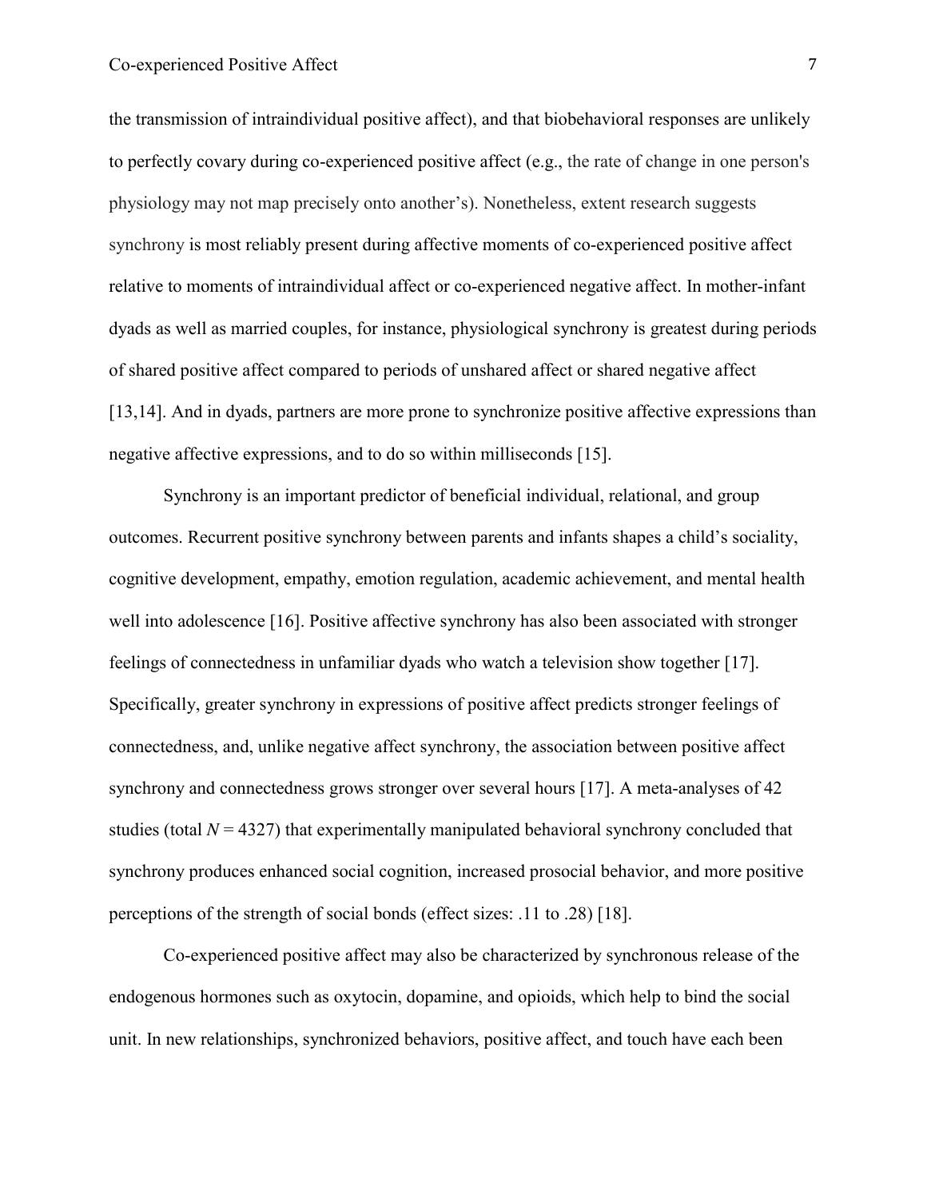the transmission of intraindividual positive affect), and that biobehavioral responses are unlikely to perfectly covary during co-experienced positive affect (e.g., the rate of change in one person's physiology may not map precisely onto another's). Nonetheless, extent research suggests synchrony is most reliably present during affective moments of co-experienced positive affect relative to moments of intraindividual affect or co-experienced negative affect. In mother-infant dyads as well as married couples, for instance, physiological synchrony is greatest during periods of shared positive affect compared to periods of unshared affect or shared negative affect [13,14]. And in dyads, partners are more prone to synchronize positive affective expressions than negative affective expressions, and to do so within milliseconds [15].

Synchrony is an important predictor of beneficial individual, relational, and group outcomes. Recurrent positive synchrony between parents and infants shapes a child's sociality, cognitive development, empathy, emotion regulation, academic achievement, and mental health well into adolescence [16]. Positive affective synchrony has also been associated with stronger feelings of connectedness in unfamiliar dyads who watch a television show together [17]. Specifically, greater synchrony in expressions of positive affect predicts stronger feelings of connectedness, and, unlike negative affect synchrony, the association between positive affect synchrony and connectedness grows stronger over several hours [17]. A meta-analyses of 42 studies (total $N = 4327$) that experimentally manipulated behavioral synchrony concluded that synchrony produces enhanced social cognition, increased prosocial behavior, and more positive perceptions of the strength of social bonds (effect sizes: .11 to .28) [18].

Co-experienced positive affect may also be characterized by synchronous release of the endogenous hormones such as oxytocin, dopamine, and opioids, which help to bind the social unit. In new relationships, synchronized behaviors, positive affect, and touch have each been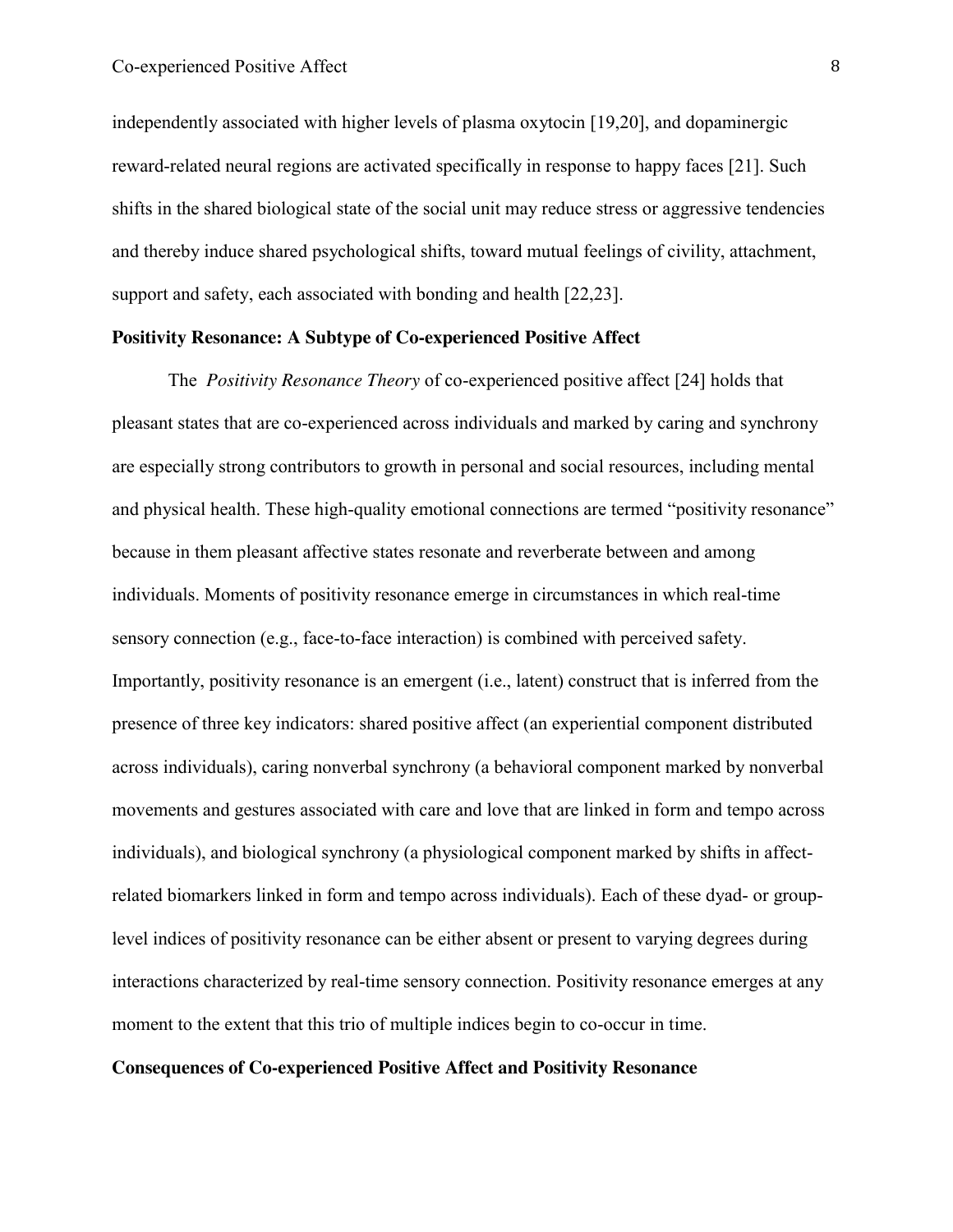independently associated with higher levels of plasma oxytocin [19,20], and dopaminergic reward-related neural regions are activated specifically in response to happy faces [21]. Such shifts in the shared biological state of the social unit may reduce stress or aggressive tendencies and thereby induce shared psychological shifts, toward mutual feelings of civility, attachment, support and safety, each associated with bonding and health [22,23].

## Positivity Resonance: A Subtype of Co-experienced Positive Affect

The *Positivity Resonance Theory* of co-experienced positive affect [24] holds that pleasant states that are co-experienced across individuals and marked by caring and synchrony are especially strong contributors to growth in personal and social resources, including mental and physical health. These high-quality emotional connections are termed "positivity resonance" because in them pleasant affective states resonate and reverberate between and among individuals. Moments of positivity resonance emerge in circumstances in which real-time sensory connection (e.g., face-to-face interaction) is combined with perceived safety. Importantly, positivity resonance is an emergent (i.e., latent) construct that is inferred from the presence of three key indicators: shared positive affect (an experiential component distributed across individuals), caring nonverbal synchrony (a behavioral component marked by nonverbal movements and gestures associated with care and love that are linked in form and tempo across individuals), and biological synchrony (a physiological component marked by shifts in affect-related biomarkers linked in form and tempo across individuals). Each of these dyad- or group-level indices of positivity resonance can be either absent or present to varying degrees during interactions characterized by real-time sensory connection. Positivity resonance emerges at any moment to the extent that this trio of multiple indices begin to co-occur in time.

## Consequences of Co-experienced Positive Affect and Positivity Resonance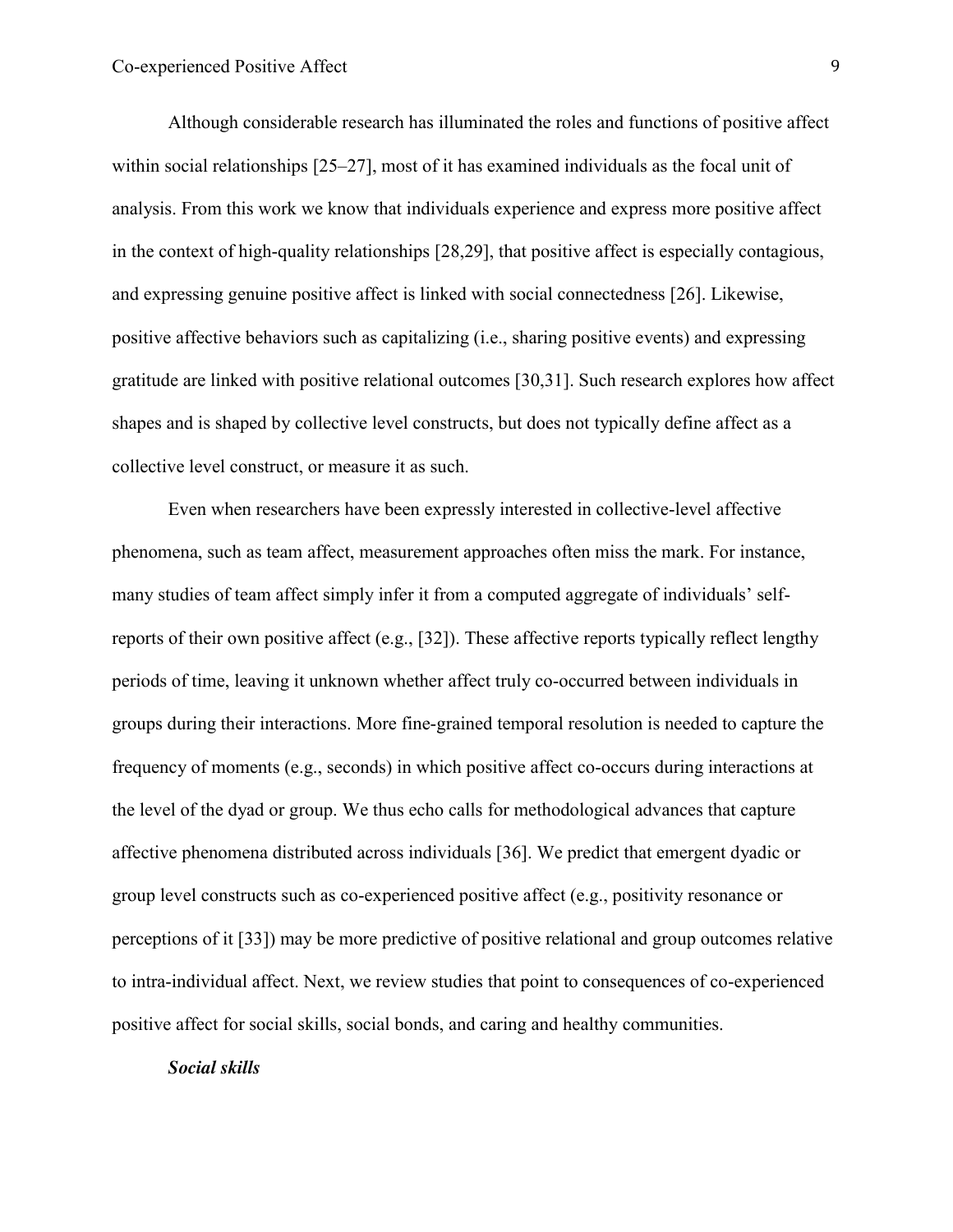Although considerable research has illuminated the roles and functions of positive affect within social relationships [25–27], most of it has examined individuals as the focal unit of analysis. From this work we know that individuals experience and express more positive affect in the context of high-quality relationships [28,29], that positive affect is especially contagious, and expressing genuine positive affect is linked with social connectedness [26]. Likewise, positive affective behaviors such as capitalizing (i.e., sharing positive events) and expressing gratitude are linked with positive relational outcomes [30,31]. Such research explores how affect shapes and is shaped by collective level constructs, but does not typically define affect as a collective level construct, or measure it as such.

Even when researchers have been expressly interested in collective-level affective phenomena, such as team affect, measurement approaches often miss the mark. For instance, many studies of team affect simply infer it from a computed aggregate of individuals' self-reports of their own positive affect (e.g., [32]). These affective reports typically reflect lengthy periods of time, leaving it unknown whether affect truly co-occurred between individuals in groups during their interactions. More fine-grained temporal resolution is needed to capture the frequency of moments (e.g., seconds) in which positive affect co-occurs during interactions at the level of the dyad or group. We thus echo calls for methodological advances that capture affective phenomena distributed across individuals [36]. We predict that emergent dyadic or group level constructs such as co-experienced positive affect (e.g., positivity resonance or perceptions of it [33]) may be more predictive of positive relational and group outcomes relative to intra-individual affect. Next, we review studies that point to consequences of co-experienced positive affect for social skills, social bonds, and caring and healthy communities.

### *Social skills*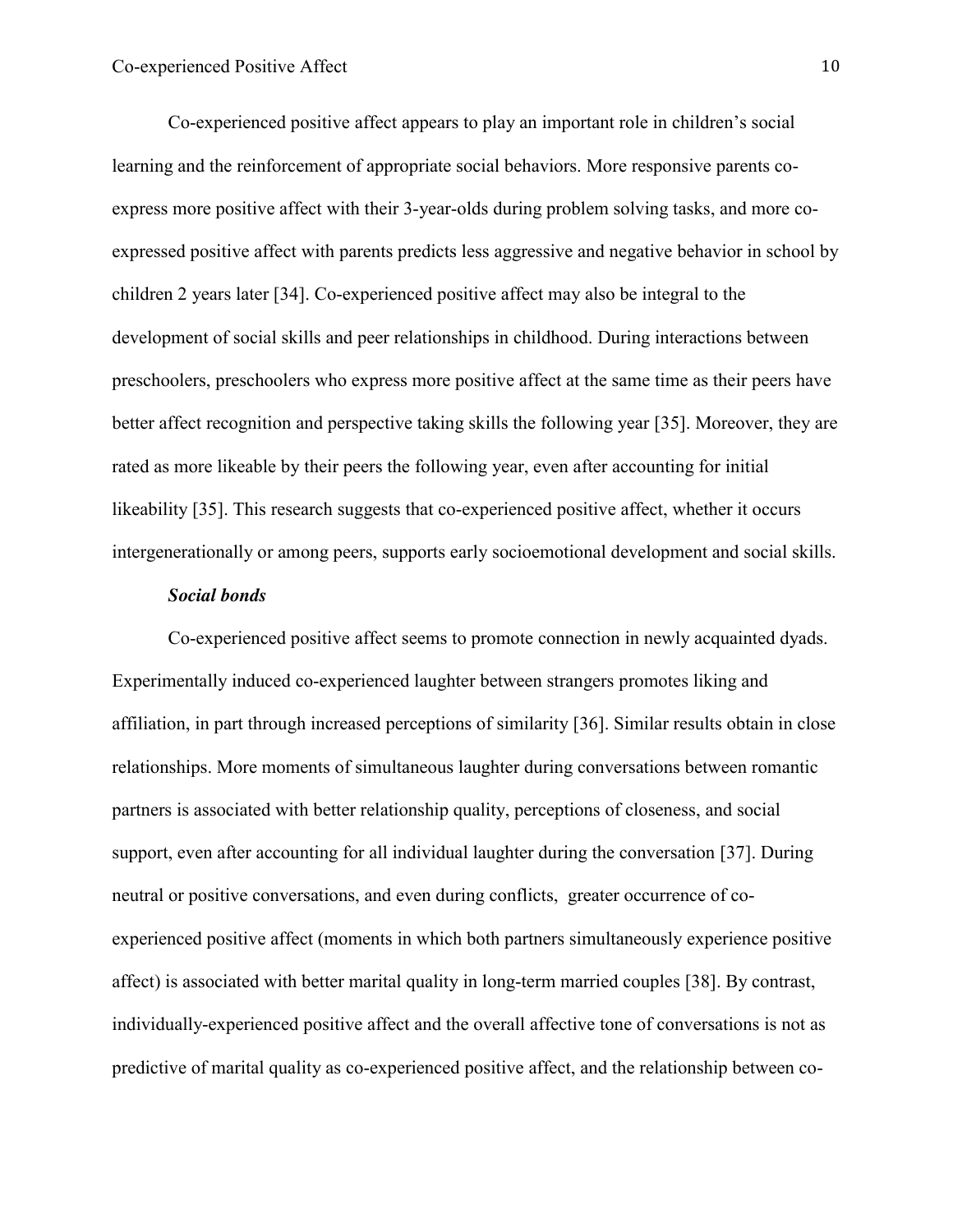Co-experienced positive affect appears to play an important role in children's social learning and the reinforcement of appropriate social behaviors. More responsive parents co-express more positive affect with their 3-year-olds during problem solving tasks, and more co-expressed positive affect with parents predicts less aggressive and negative behavior in school by children 2 years later [34]. Co-experienced positive affect may also be integral to the development of social skills and peer relationships in childhood. During interactions between preschoolers, preschoolers who express more positive affect at the same time as their peers have better affect recognition and perspective taking skills the following year [35]. Moreover, they are rated as more likeable by their peers the following year, even after accounting for initial likeability [35]. This research suggests that co-experienced positive affect, whether it occurs intergenerationally or among peers, supports early socioemotional development and social skills.

***Social bonds***

Co-experienced positive affect seems to promote connection in newly acquainted dyads. Experimentally induced co-experienced laughter between strangers promotes liking and affiliation, in part through increased perceptions of similarity [36]. Similar results obtain in close relationships. More moments of simultaneous laughter during conversations between romantic partners is associated with better relationship quality, perceptions of closeness, and social support, even after accounting for all individual laughter during the conversation [37]. During neutral or positive conversations, and even during conflicts, greater occurrence of co-experienced positive affect (moments in which both partners simultaneously experience positive affect) is associated with better marital quality in long-term married couples [38]. By contrast, individually-experienced positive affect and the overall affective tone of conversations is not as predictive of marital quality as co-experienced positive affect, and the relationship between co-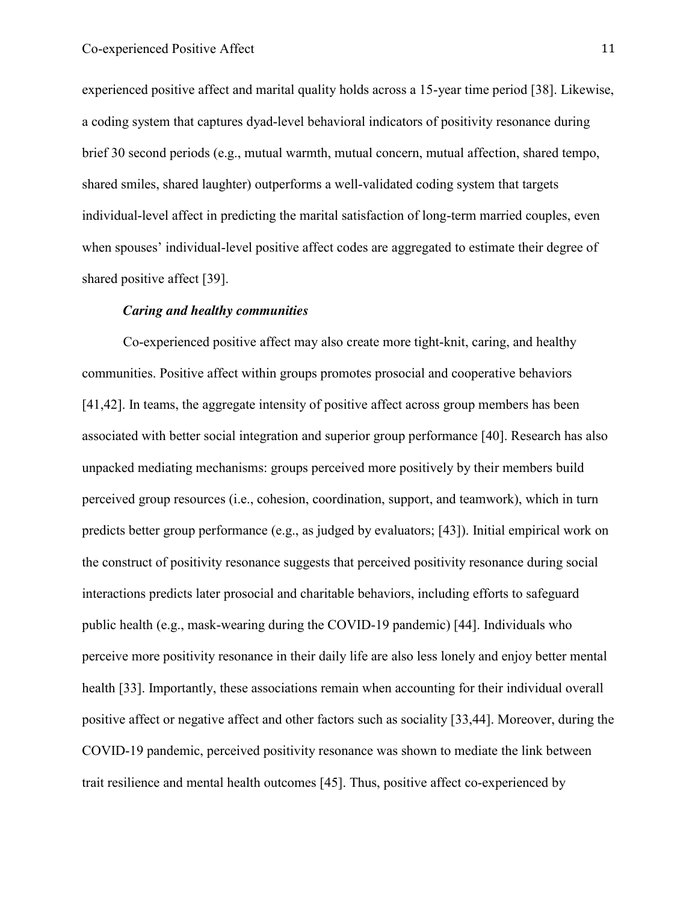experienced positive affect and marital quality holds across a 15-year time period [38]. Likewise, a coding system that captures dyad-level behavioral indicators of positivity resonance during brief 30 second periods (e.g., mutual warmth, mutual concern, mutual affection, shared tempo, shared smiles, shared laughter) outperforms a well-validated coding system that targets individual-level affect in predicting the marital satisfaction of long-term married couples, even when spouses' individual-level positive affect codes are aggregated to estimate their degree of shared positive affect [39].

### *Caring and healthy communities*

Co-experienced positive affect may also create more tight-knit, caring, and healthy communities. Positive affect within groups promotes prosocial and cooperative behaviors [41,42]. In teams, the aggregate intensity of positive affect across group members has been associated with better social integration and superior group performance [40]. Research has also unpacked mediating mechanisms: groups perceived more positively by their members build perceived group resources (i.e., cohesion, coordination, support, and teamwork), which in turn predicts better group performance (e.g., as judged by evaluators; [43]). Initial empirical work on the construct of positivity resonance suggests that perceived positivity resonance during social interactions predicts later prosocial and charitable behaviors, including efforts to safeguard public health (e.g., mask-wearing during the COVID-19 pandemic) [44]. Individuals who perceive more positivity resonance in their daily life are also less lonely and enjoy better mental health [33]. Importantly, these associations remain when accounting for their individual overall positive affect or negative affect and other factors such as sociality [33,44]. Moreover, during the COVID-19 pandemic, perceived positivity resonance was shown to mediate the link between trait resilience and mental health outcomes [45]. Thus, positive affect co-experienced by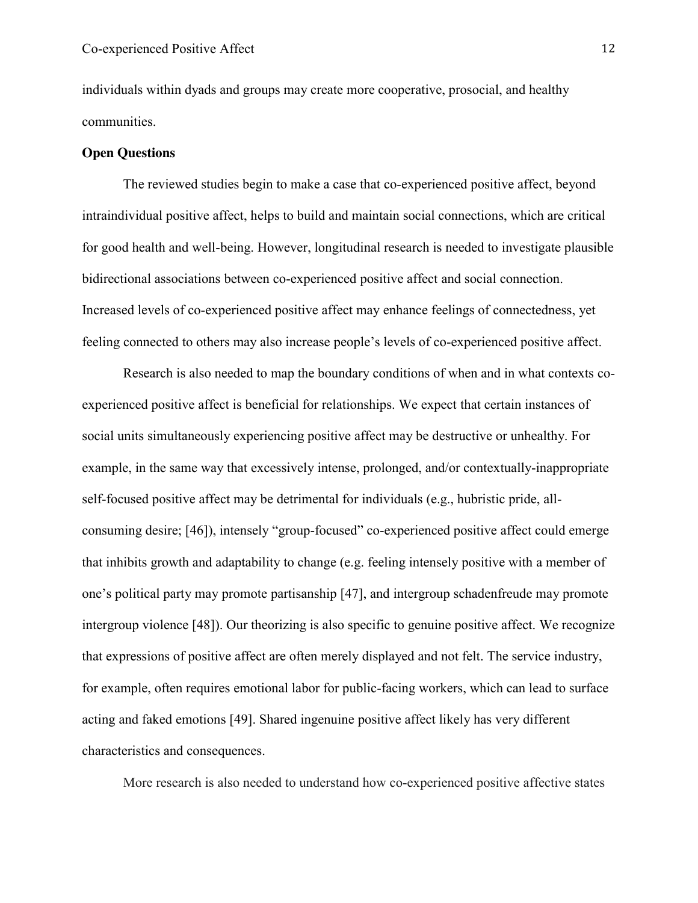individuals within dyads and groups may create more cooperative, prosocial, and healthy communities.

**Open Questions**

The reviewed studies begin to make a case that co-experienced positive affect, beyond intraindividual positive affect, helps to build and maintain social connections, which are critical for good health and well-being. However, longitudinal research is needed to investigate plausible bidirectional associations between co-experienced positive affect and social connection. Increased levels of co-experienced positive affect may enhance feelings of connectedness, yet feeling connected to others may also increase people's levels of co-experienced positive affect.

Research is also needed to map the boundary conditions of when and in what contexts co-experienced positive affect is beneficial for relationships. We expect that certain instances of social units simultaneously experiencing positive affect may be destructive or unhealthy. For example, in the same way that excessively intense, prolonged, and/or contextually-inappropriate self-focused positive affect may be detrimental for individuals (e.g., hubristic pride, all-consuming desire; [46]), intensely "group-focused" co-experienced positive affect could emerge that inhibits growth and adaptability to change (e.g. feeling intensely positive with a member of one's political party may promote partisanship [47], and intergroup schadenfreude may promote intergroup violence [48]). Our theorizing is also specific to genuine positive affect. We recognize that expressions of positive affect are often merely displayed and not felt. The service industry, for example, often requires emotional labor for public-facing workers, which can lead to surface acting and faked emotions [49]. Shared ingenuine positive affect likely has very different characteristics and consequences.

More research is also needed to understand how co-experienced positive affective states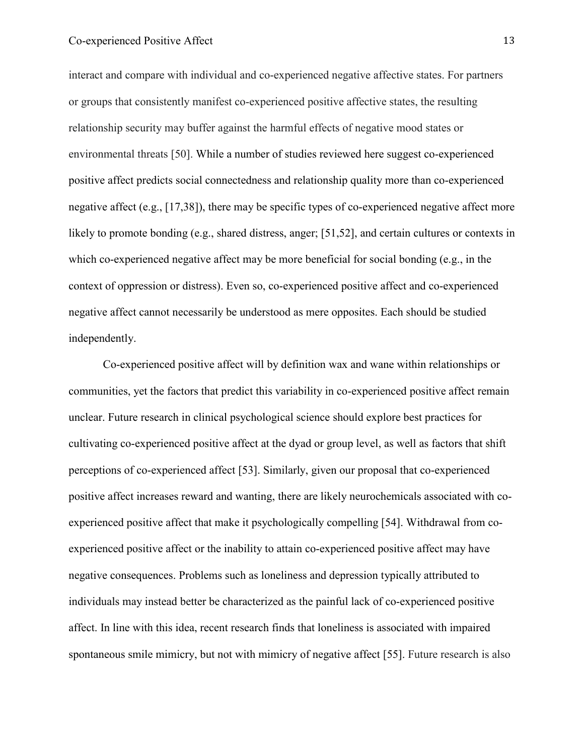interact and compare with individual and co-experienced negative affective states. For partners or groups that consistently manifest co-experienced positive affective states, the resulting relationship security may buffer against the harmful effects of negative mood states or environmental threats [50]. While a number of studies reviewed here suggest co-experienced positive affect predicts social connectedness and relationship quality more than co-experienced negative affect (e.g., [17,38]), there may be specific types of co-experienced negative affect more likely to promote bonding (e.g., shared distress, anger; [51,52], and certain cultures or contexts in which co-experienced negative affect may be more beneficial for social bonding (e.g., in the context of oppression or distress). Even so, co-experienced positive affect and co-experienced negative affect cannot necessarily be understood as mere opposites. Each should be studied independently.

Co-experienced positive affect will by definition wax and wane within relationships or communities, yet the factors that predict this variability in co-experienced positive affect remain unclear. Future research in clinical psychological science should explore best practices for cultivating co-experienced positive affect at the dyad or group level, as well as factors that shift perceptions of co-experienced affect [53]. Similarly, given our proposal that co-experienced positive affect increases reward and wanting, there are likely neurochemicals associated with co-experienced positive affect that make it psychologically compelling [54]. Withdrawal from co-experienced positive affect or the inability to attain co-experienced positive affect may have negative consequences. Problems such as loneliness and depression typically attributed to individuals may instead better be characterized as the painful lack of co-experienced positive affect. In line with this idea, recent research finds that loneliness is associated with impaired spontaneous smile mimicry, but not with mimicry of negative affect [55]. Future research is also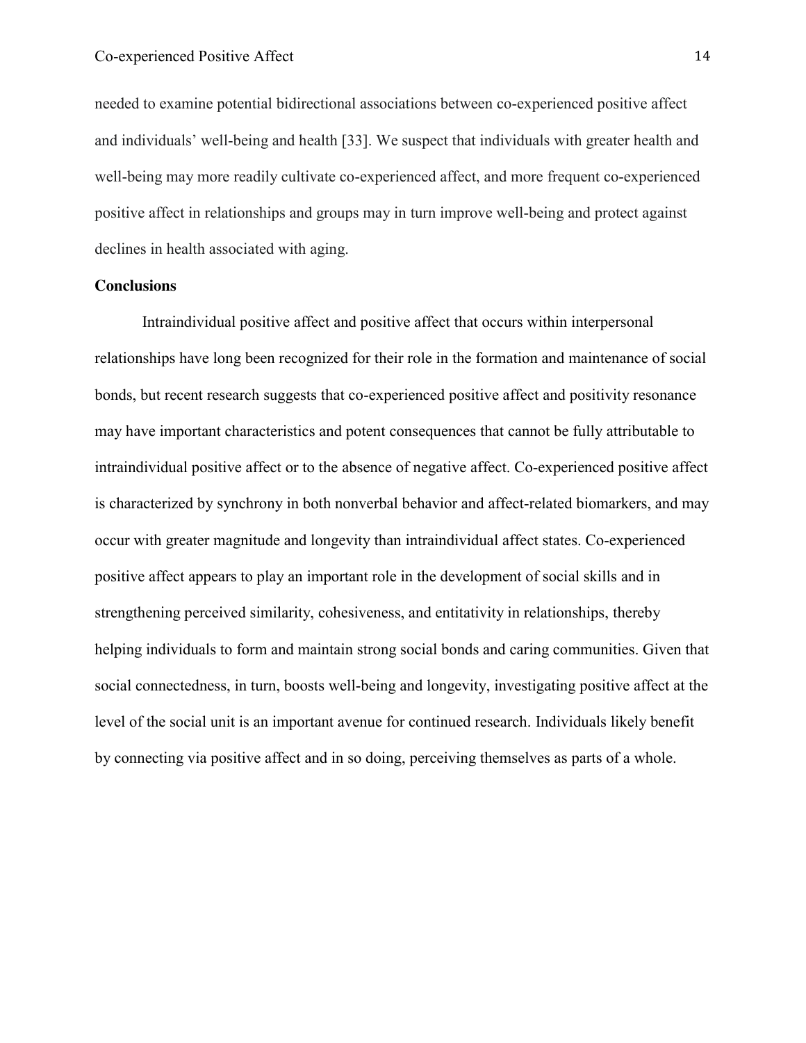needed to examine potential bidirectional associations between co-experienced positive affect and individuals' well-being and health [33]. We suspect that individuals with greater health and well-being may more readily cultivate co-experienced affect, and more frequent co-experienced positive affect in relationships and groups may in turn improve well-being and protect against declines in health associated with aging.

## Conclusions

Intraindividual positive affect and positive affect that occurs within interpersonal relationships have long been recognized for their role in the formation and maintenance of social bonds, but recent research suggests that co-experienced positive affect and positivity resonance may have important characteristics and potent consequences that cannot be fully attributable to intraindividual positive affect or to the absence of negative affect. Co-experienced positive affect is characterized by synchrony in both nonverbal behavior and affect-related biomarkers, and may occur with greater magnitude and longevity than intraindividual affect states. Co-experienced positive affect appears to play an important role in the development of social skills and in strengthening perceived similarity, cohesiveness, and entitativity in relationships, thereby helping individuals to form and maintain strong social bonds and caring communities. Given that social connectedness, in turn, boosts well-being and longevity, investigating positive affect at the level of the social unit is an important avenue for continued research. Individuals likely benefit by connecting via positive affect and in so doing, perceiving themselves as parts of a whole.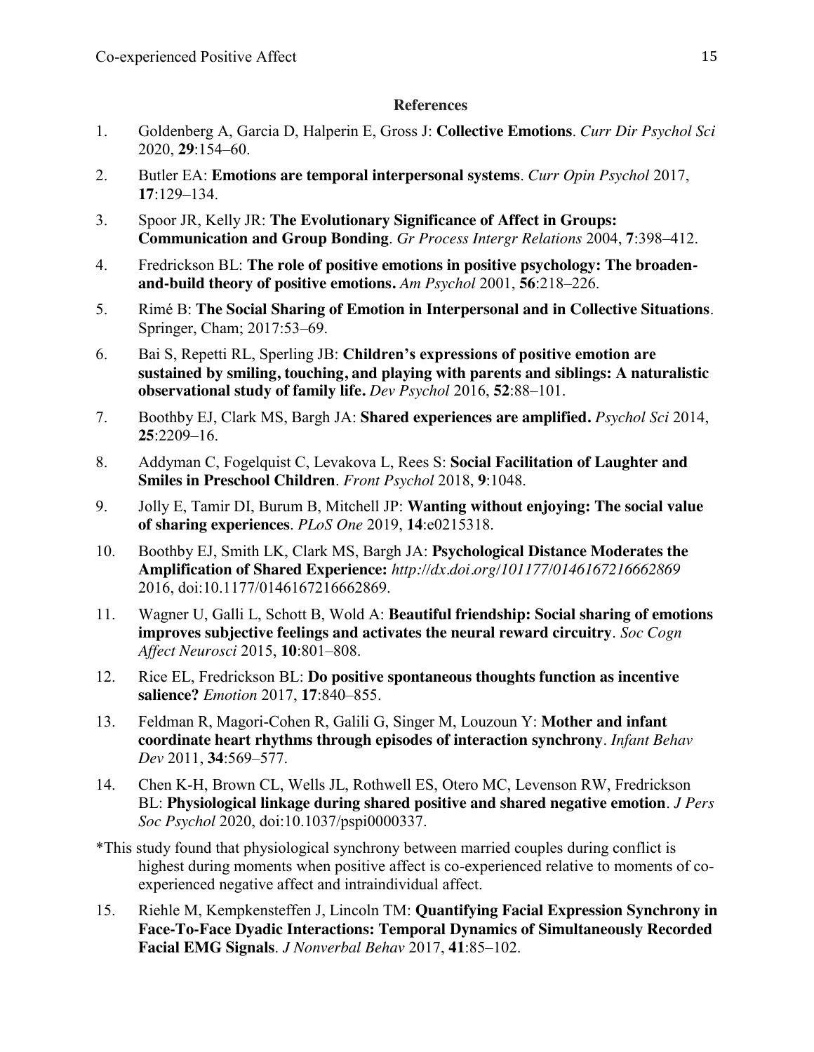**References**

1. Goldenberg A, Garcia D, Halperin E, Gross J: **Collective Emotions**. *Curr Dir Psychol Sci* 2020, **29**:154–60.

2. Butler EA: **Emotions are temporal interpersonal systems**. *Curr Opin Psychol* 2017, **17**:129–134.

3. Spoor JR, Kelly JR: **The Evolutionary Significance of Affect in Groups: Communication and Group Bonding**. *Gr Process Intergr Relations* 2004, **7**:398–412.

4. Fredrickson BL: **The role of positive emotions in positive psychology: The broaden-and-build theory of positive emotions.** *Am Psychol* 2001, **56**:218–226.

5. Rimé B: **The Social Sharing of Emotion in Interpersonal and in Collective Situations**. Springer, Cham; 2017:53–69.

6. Bai S, Repetti RL, Sperling JB: **Children's expressions of positive emotion are sustained by smiling, touching, and playing with parents and siblings: A naturalistic observational study of family life.** *Dev Psychol* 2016, **52**:88–101.

7. Boothby EJ, Clark MS, Bargh JA: **Shared experiences are amplified.** *Psychol Sci* 2014, **25**:2209–16.

8. Addyman C, Fogelquist C, Levakova L, Rees S: **Social Facilitation of Laughter and Smiles in Preschool Children**. *Front Psychol* 2018, **9**:1048.

9. Jolly E, Tamir DI, Burum B, Mitchell JP: **Wanting without enjoying: The social value of sharing experiences**. *PLoS One* 2019, **14**:e0215318.

10. Boothby EJ, Smith LK, Clark MS, Bargh JA: **Psychological Distance Moderates the Amplification of Shared Experience:** *http://dx.doi.org/101177/0146167216662869* 2016, doi:10.1177/0146167216662869.

11. Wagner U, Galli L, Schott B, Wold A: **Beautiful friendship: Social sharing of emotions improves subjective feelings and activates the neural reward circuitry**. *Soc Cogn Affect Neurosci* 2015, **10**:801–808.

12. Rice EL, Fredrickson BL: **Do positive spontaneous thoughts function as incentive salience?** *Emotion* 2017, **17**:840–855.

13. Feldman R, Magori-Cohen R, Galili G, Singer M, Louzoun Y: **Mother and infant coordinate heart rhythms through episodes of interaction synchrony**. *Infant Behav Dev* 2011, **34**:569–577.

14. Chen K-H, Brown CL, Wells JL, Rothwell ES, Otero MC, Levenson RW, Fredrickson BL: **Physiological linkage during shared positive and shared negative emotion**. *J Pers Soc Psychol* 2020, doi:10.1037/pspi0000337.

*This study found that physiological synchrony between married couples during conflict is highest during moments when positive affect is co-experienced relative to moments of co-experienced negative affect and intraindividual affect.

15. Riehle M, Kempkensteffen J, Lincoln TM: **Quantifying Facial Expression Synchrony in Face-To-Face Dyadic Interactions: Temporal Dynamics of Simultaneously Recorded Facial EMG Signals**. *J Nonverbal Behav* 2017, **41**:85–102.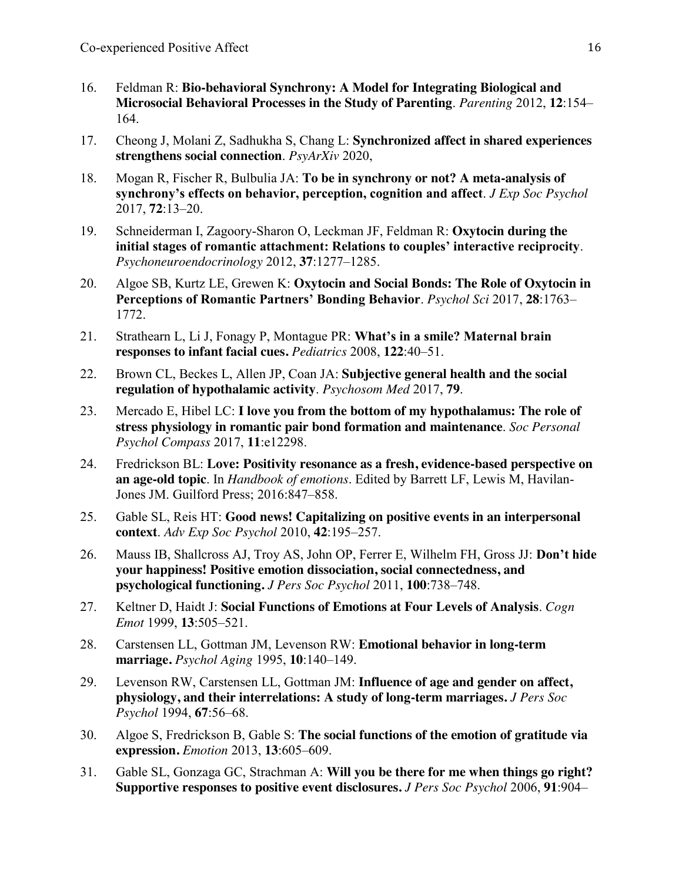16. Feldman R: **Bio-behavioral Synchrony: A Model for Integrating Biological and Microsocial Behavioral Processes in the Study of Parenting**. *Parenting* 2012, **12**:154–164.
17. Cheong J, Molani Z, Sadhukha S, Chang L: **Synchronized affect in shared experiences strengthens social connection**. *PsyArXiv* 2020,
18. Mogan R, Fischer R, Bulbulia JA: **To be in synchrony or not? A meta-analysis of synchrony's effects on behavior, perception, cognition and affect**. *J Exp Soc Psychol* 2017, **72**:13–20.
19. Schneiderman I, Zagoory-Sharon O, Leckman JF, Feldman R: **Oxytocin during the initial stages of romantic attachment: Relations to couples' interactive reciprocity**. *Psychoneuroendocrinology* 2012, **37**:1277–1285.
20. Algoe SB, Kurtz LE, Grewen K: **Oxytocin and Social Bonds: The Role of Oxytocin in Perceptions of Romantic Partners' Bonding Behavior**. *Psychol Sci* 2017, **28**:1763–1772.
21. Strathearn L, Li J, Fonagy P, Montague PR: **What's in a smile? Maternal brain responses to infant facial cues.** *Pediatrics* 2008, **122**:40–51.
22. Brown CL, Beckes L, Allen JP, Coan JA: **Subjective general health and the social regulation of hypothalamic activity**. *Psychosom Med* 2017, **79**.
23. Mercado E, Hibel LC: **I love you from the bottom of my hypothalamus: The role of stress physiology in romantic pair bond formation and maintenance**. *Soc Personal Psychol Compass* 2017, **11**:e12298.
24. Fredrickson BL: **Love: Positivity resonance as a fresh, evidence-based perspective on an age-old topic**. In *Handbook of emotions*. Edited by Barrett LF, Lewis M, Havilan-Jones JM. Guilford Press; 2016:847–858.
25. Gable SL, Reis HT: **Good news! Capitalizing on positive events in an interpersonal context**. *Adv Exp Soc Psychol* 2010, **42**:195–257.
26. Mauss IB, Shallcross AJ, Troy AS, John OP, Ferrer E, Wilhelm FH, Gross JJ: **Don't hide your happiness! Positive emotion dissociation, social connectedness, and psychological functioning.** *J Pers Soc Psychol* 2011, **100**:738–748.
27. Keltner D, Haidt J: **Social Functions of Emotions at Four Levels of Analysis**. *Cogn Emot* 1999, **13**:505–521.
28. Carstensen LL, Gottman JM, Levenson RW: **Emotional behavior in long-term marriage.** *Psychol Aging* 1995, **10**:140–149.
29. Levenson RW, Carstensen LL, Gottman JM: **Influence of age and gender on affect, physiology, and their interrelations: A study of long-term marriages.** *J Pers Soc Psychol* 1994, **67**:56–68.
30. Algoe S, Fredrickson B, Gable S: **The social functions of the emotion of gratitude via expression.** *Emotion* 2013, **13**:605–609.
31. Gable SL, Gonzaga GC, Strachman A: **Will you be there for me when things go right? Supportive responses to positive event disclosures.** *J Pers Soc Psychol* 2006, **91**:904–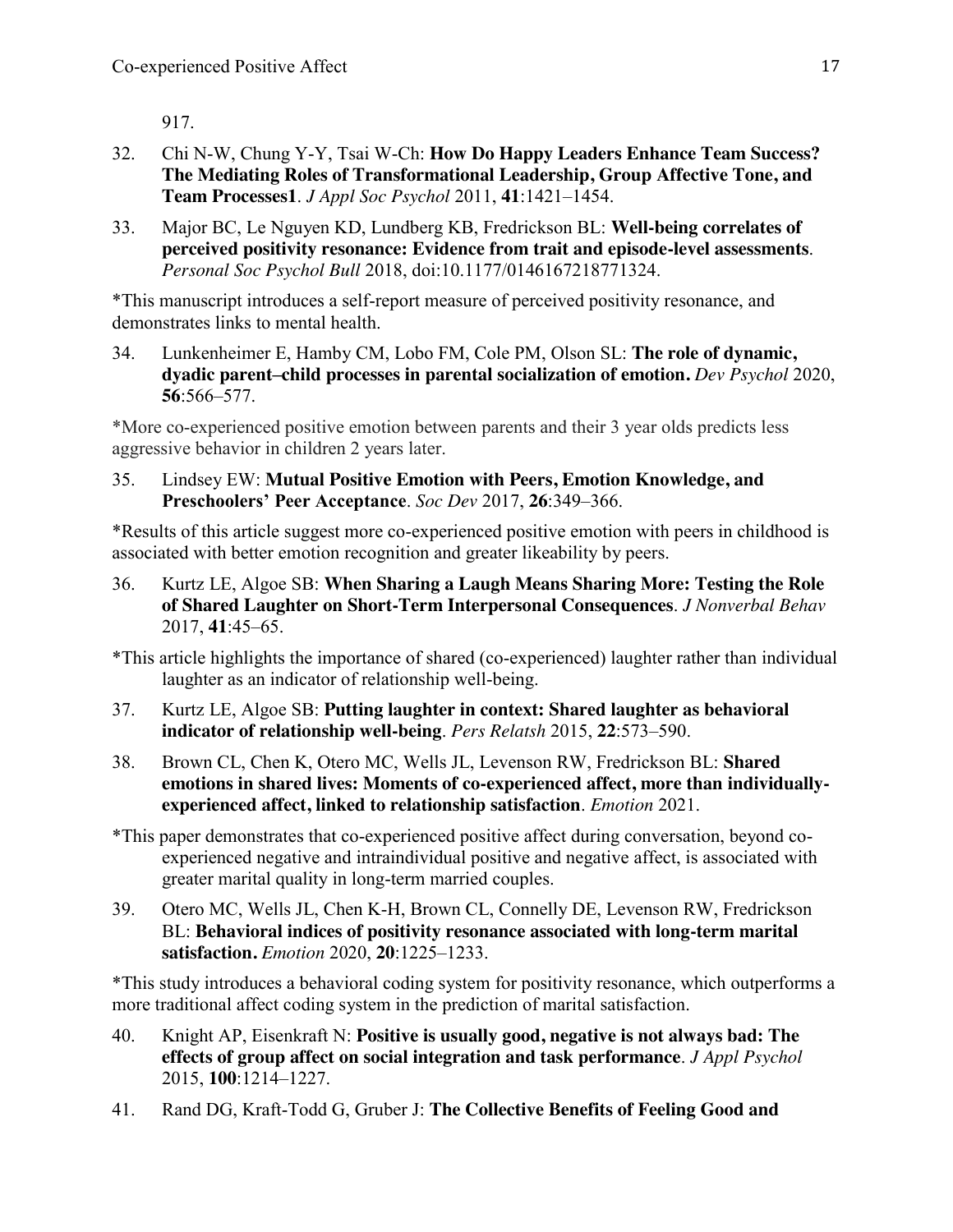917.

32. Chi N-W, Chung Y-Y, Tsai W-Ch: **How Do Happy Leaders Enhance Team Success? The Mediating Roles of Transformational Leadership, Group Affective Tone, and Team Processes1**. *J Appl Soc Psychol* 2011, **41**:1421–1454.

33. Major BC, Le Nguyen KD, Lundberg KB, Fredrickson BL: **Well-being correlates of perceived positivity resonance: Evidence from trait and episode-level assessments**. *Personal Soc Psychol Bull* 2018, doi:10.1177/0146167218771324.

*This manuscript introduces a self-report measure of perceived positivity resonance, and demonstrates links to mental health.

34. Lunkenheimer E, Hamby CM, Lobo FM, Cole PM, Olson SL: **The role of dynamic, dyadic parent–child processes in parental socialization of emotion.** *Dev Psychol* 2020, **56**:566–577.

*More co-experienced positive emotion between parents and their 3 year olds predicts less aggressive behavior in children 2 years later.

35. Lindsey EW: **Mutual Positive Emotion with Peers, Emotion Knowledge, and Preschoolers' Peer Acceptance**. *Soc Dev* 2017, **26**:349–366.

*Results of this article suggest more co-experienced positive emotion with peers in childhood is associated with better emotion recognition and greater likeability by peers.

36. Kurtz LE, Algoe SB: **When Sharing a Laugh Means Sharing More: Testing the Role of Shared Laughter on Short-Term Interpersonal Consequences**. *J Nonverbal Behav* 2017, **41**:45–65.

*This article highlights the importance of shared (co-experienced) laughter rather than individual laughter as an indicator of relationship well-being.

37. Kurtz LE, Algoe SB: **Putting laughter in context: Shared laughter as behavioral indicator of relationship well-being**. *Pers Relatsh* 2015, **22**:573–590.

38. Brown CL, Chen K, Otero MC, Wells JL, Levenson RW, Fredrickson BL: **Shared emotions in shared lives: Moments of co-experienced affect, more than individually-experienced affect, linked to relationship satisfaction**. *Emotion* 2021.

*This paper demonstrates that co-experienced positive affect during conversation, beyond co-experienced negative and intraindividual positive and negative affect, is associated with greater marital quality in long-term married couples.

39. Otero MC, Wells JL, Chen K-H, Brown CL, Connelly DE, Levenson RW, Fredrickson BL: **Behavioral indices of positivity resonance associated with long-term marital satisfaction.** *Emotion* 2020, **20**:1225–1233.

*This study introduces a behavioral coding system for positivity resonance, which outperforms a more traditional affect coding system in the prediction of marital satisfaction.

40. Knight AP, Eisenkraft N: **Positive is usually good, negative is not always bad: The effects of group affect on social integration and task performance**. *J Appl Psychol* 2015, **100**:1214–1227.

41. Rand DG, Kraft-Todd G, Gruber J: **The Collective Benefits of Feeling Good and**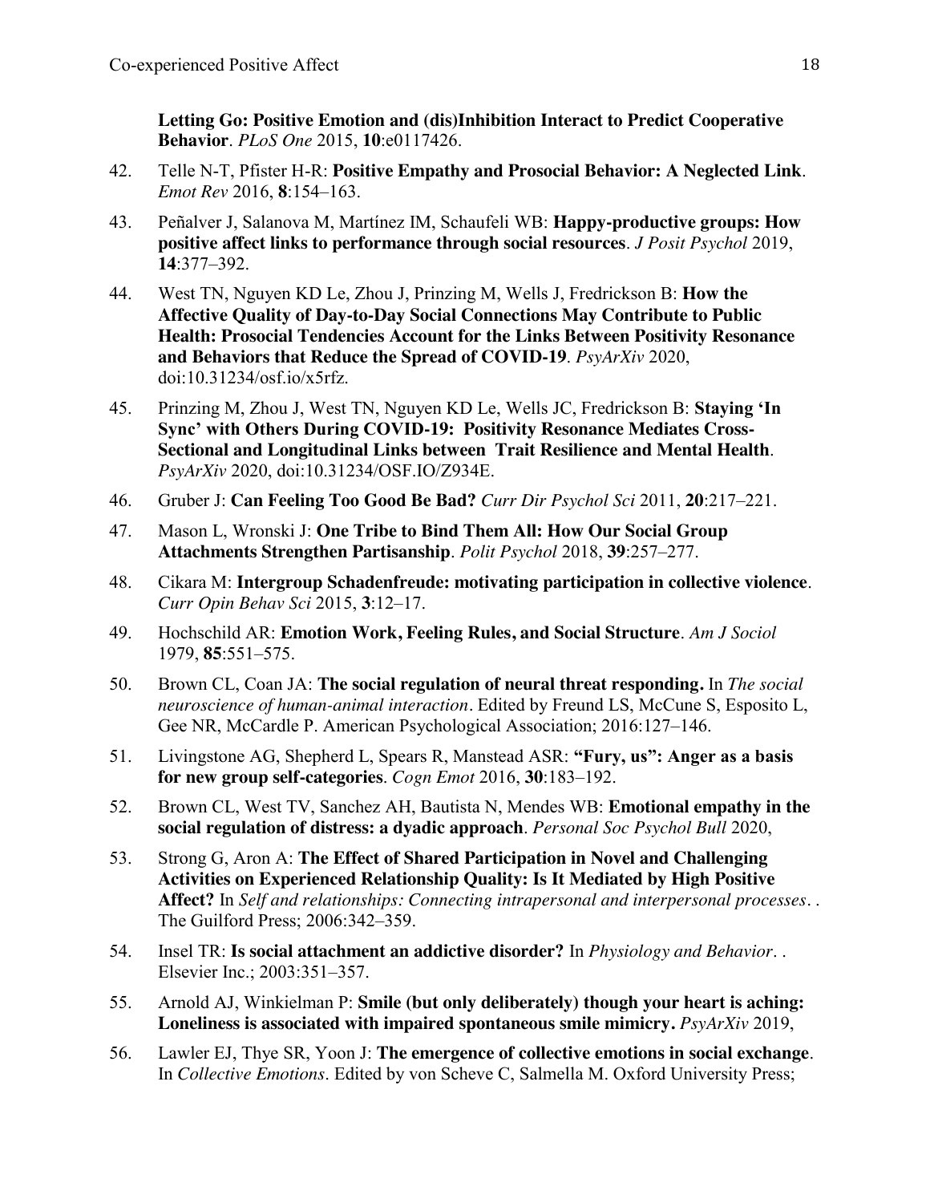**Letting Go: Positive Emotion and (dis)Inhibition Interact to Predict Cooperative Behavior**. *PLoS One* 2015, **10**:e0117426.

42. Telle N-T, Pfister H-R: **Positive Empathy and Prosocial Behavior: A Neglected Link**. *Emot Rev* 2016, **8**:154–163.

43. Peñalver J, Salanova M, Martínez IM, Schaufeli WB: **Happy-productive groups: How positive affect links to performance through social resources**. *J Posit Psychol* 2019, **14**:377–392.

44. West TN, Nguyen KD Le, Zhou J, Prinzing M, Wells J, Fredrickson B: **How the Affective Quality of Day-to-Day Social Connections May Contribute to Public Health: Prosocial Tendencies Account for the Links Between Positivity Resonance and Behaviors that Reduce the Spread of COVID-19**. *PsyArXiv* 2020, doi:10.31234/osf.io/x5rfz.

45. Prinzing M, Zhou J, West TN, Nguyen KD Le, Wells JC, Fredrickson B: **Staying 'In Sync' with Others During COVID-19: Positivity Resonance Mediates Cross-Sectional and Longitudinal Links between Trait Resilience and Mental Health**. *PsyArXiv* 2020, doi:10.31234/OSF.IO/Z934E.

46. Gruber J: **Can Feeling Too Good Be Bad?** *Curr Dir Psychol Sci* 2011, **20**:217–221.

47. Mason L, Wronski J: **One Tribe to Bind Them All: How Our Social Group Attachments Strengthen Partisanship**. *Polit Psychol* 2018, **39**:257–277.

48. Cikara M: **Intergroup Schadenfreude: motivating participation in collective violence**. *Curr Opin Behav Sci* 2015, **3**:12–17.

49. Hochschild AR: **Emotion Work, Feeling Rules, and Social Structure**. *Am J Sociol* 1979, **85**:551–575.

50. Brown CL, Coan JA: **The social regulation of neural threat responding.** In *The social neuroscience of human-animal interaction*. Edited by Freund LS, McCune S, Esposito L, Gee NR, McCardle P. American Psychological Association; 2016:127–146.

51. Livingstone AG, Shepherd L, Spears R, Manstead ASR: **"Fury, us": Anger as a basis for new group self-categories**. *Cogn Emot* 2016, **30**:183–192.

52. Brown CL, West TV, Sanchez AH, Bautista N, Mendes WB: **Emotional empathy in the social regulation of distress: a dyadic approach**. *Personal Soc Psychol Bull* 2020,

53. Strong G, Aron A: **The Effect of Shared Participation in Novel and Challenging Activities on Experienced Relationship Quality: Is It Mediated by High Positive Affect?** In *Self and relationships: Connecting intrapersonal and interpersonal processes*. . The Guilford Press; 2006:342–359.

54. Insel TR: **Is social attachment an addictive disorder?** In *Physiology and Behavior*. . Elsevier Inc.; 2003:351–357.

55. Arnold AJ, Winkielman P: **Smile (but only deliberately) though your heart is aching: Loneliness is associated with impaired spontaneous smile mimicry.** *PsyArXiv* 2019,

56. Lawler EJ, Thye SR, Yoon J: **The emergence of collective emotions in social exchange**. In *Collective Emotions*. Edited by von Scheve C, Salmella M. Oxford University Press;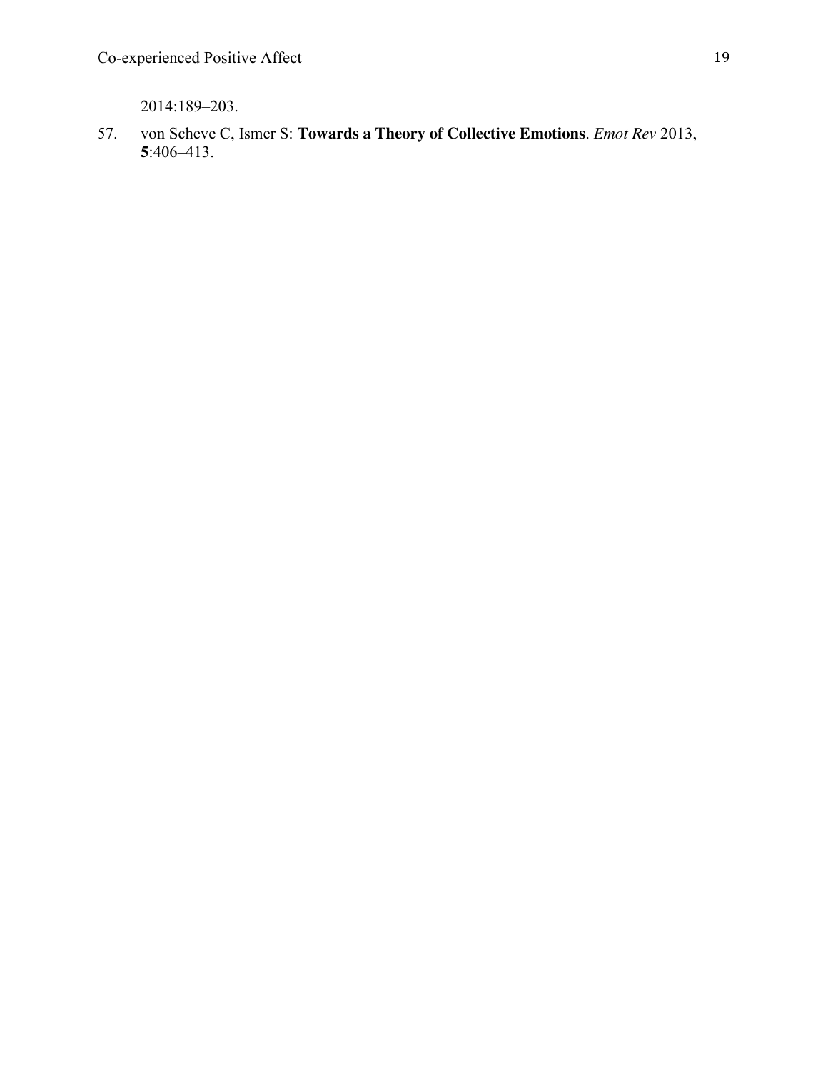2014:189–203.

57. von Scheve C, Ismer S: **Towards a Theory of Collective Emotions**. *Emot Rev* 2013, **5**:406–413.